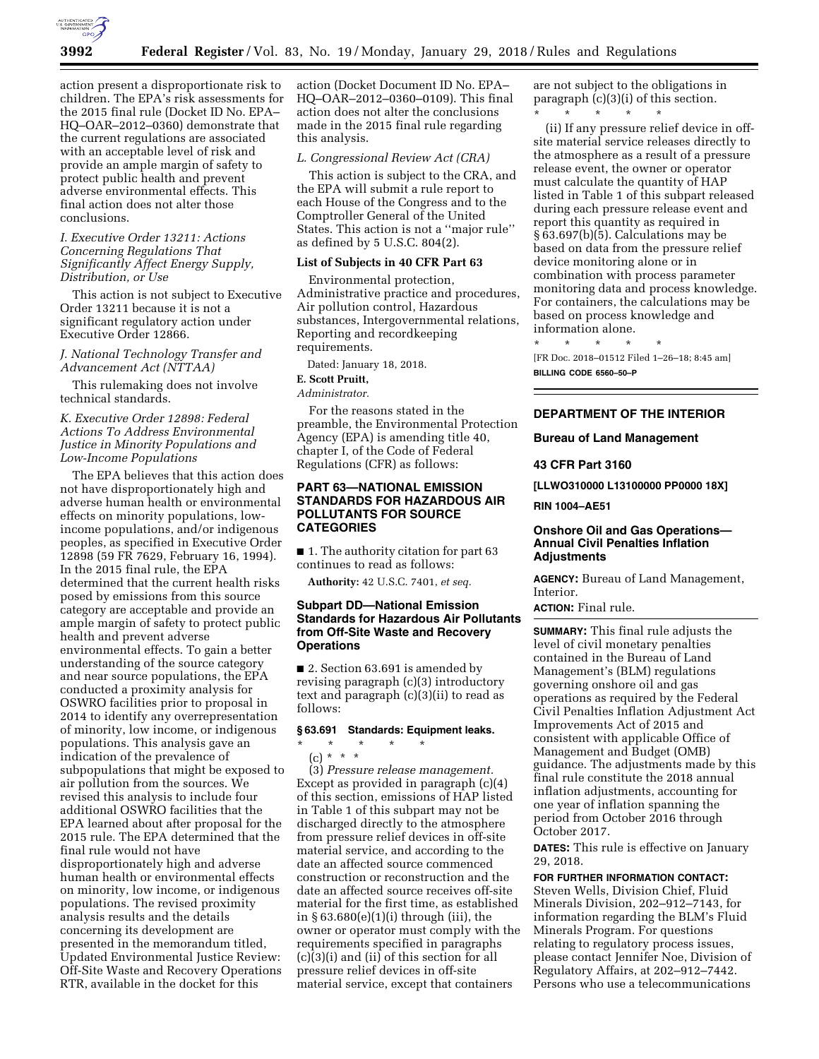action present a disproportionate risk to children. The EPA's risk assessments for the 2015 final rule (Docket ID No. EPA–HQ–OAR–2012–0360) demonstrate that the current regulations are associated with an acceptable level of risk and provide an ample margin of safety to protect public health and prevent adverse environmental effects. This final action does not alter those conclusions.

*I. Executive Order 13211: Actions Concerning Regulations That Significantly Affect Energy Supply, Distribution, or Use*

This action is not subject to Executive Order 13211 because it is not a significant regulatory action under Executive Order 12866.

*J. National Technology Transfer and Advancement Act (NTTAA)*

This rulemaking does not involve technical standards.

*K. Executive Order 12898: Federal Actions To Address Environmental Justice in Minority Populations and Low-Income Populations*

The EPA believes that this action does not have disproportionately high and adverse human health or environmental effects on minority populations, low-income populations, and/or indigenous peoples, as specified in Executive Order 12898 (59 FR 7629, February 16, 1994). In the 2015 final rule, the EPA determined that the current health risks posed by emissions from this source category are acceptable and provide an ample margin of safety to protect public health and prevent adverse environmental effects. To gain a better understanding of the source category and near source populations, the EPA conducted a proximity analysis for OSWRO facilities prior to proposal in 2014 to identify any overrepresentation of minority, low income, or indigenous populations. This analysis gave an indication of the prevalence of subpopulations that might be exposed to air pollution from the sources. We revised this analysis to include four additional OSWRO facilities that the EPA learned about after proposal for the 2015 rule. The EPA determined that the final rule would not have disproportionately high and adverse human health or environmental effects on minority, low income, or indigenous populations. The revised proximity analysis results and the details concerning its development are presented in the memorandum titled, Updated Environmental Justice Review: Off-Site Waste and Recovery Operations RTR, available in the docket for this action (Docket Document ID No. EPA–HQ–OAR–2012–0360–0109). This final action does not alter the conclusions made in the 2015 final rule regarding this analysis.

*L. Congressional Review Act (CRA)*

This action is subject to the CRA, and the EPA will submit a rule report to each House of the Congress and to the Comptroller General of the United States. This action is not a "major rule" as defined by 5 U.S.C. 804(2).

**List of Subjects in 40 CFR Part 63**

Environmental protection, Administrative practice and procedures, Air pollution control, Hazardous substances, Intergovernmental relations, Reporting and recordkeeping requirements.

Dated: January 18, 2018.

**E. Scott Pruitt,**

*Administrator.*

For the reasons stated in the preamble, the Environmental Protection Agency (EPA) is amending title 40, chapter I, of the Code of Federal Regulations (CFR) as follows:

## PART 63—NATIONAL EMISSION STANDARDS FOR HAZARDOUS AIR POLLUTANTS FOR SOURCE CATEGORIES

■ 1. The authority citation for part 63 continues to read as follows:

**Authority:** 42 U.S.C. 7401, *et seq.*

### Subpart DD—National Emission Standards for Hazardous Air Pollutants from Off-Site Waste and Recovery Operations

■ 2. Section 63.691 is amended by revising paragraph (c)(3) introductory text and paragraph (c)(3)(ii) to read as follows:

#### § 63.691 Standards: Equipment leaks.

\* \* \* \* \*

(c) \* \* \*

(3) *Pressure release management.* Except as provided in paragraph (c)(4) of this section, emissions of HAP listed in Table 1 of this subpart may not be discharged directly to the atmosphere from pressure relief devices in off-site material service, and according to the date an affected source commenced construction or reconstruction and the date an affected source receives off-site material for the first time, as established in § 63.680(e)(1)(i) through (iii), the owner or operator must comply with the requirements specified in paragraphs (c)(3)(i) and (ii) of this section for all pressure relief devices in off-site material service, except that containers are not subject to the obligations in paragraph (c)(3)(i) of this section.

\* \* \* \* \*

(ii) If any pressure relief device in off-site material service releases directly to the atmosphere as a result of a pressure release event, the owner or operator must calculate the quantity of HAP listed in Table 1 of this subpart released during each pressure release event and report this quantity as required in § 63.697(b)(5). Calculations may be based on data from the pressure relief device monitoring alone or in combination with process parameter monitoring data and process knowledge. For containers, the calculations may be based on process knowledge and information alone.

\* \* \* \* \*

[FR Doc. 2018–01512 Filed 1–26–18; 8:45 am]

**BILLING CODE 6560–50–P**

---

## DEPARTMENT OF THE INTERIOR

### Bureau of Land Management

### 43 CFR Part 3160

**[LLWO310000 L13100000 PP0000 18X]**

**RIN 1004–AE51**

### Onshore Oil and Gas Operations—Annual Civil Penalties Inflation Adjustments

**AGENCY:** Bureau of Land Management, Interior.

**ACTION:** Final rule.

**SUMMARY:** This final rule adjusts the level of civil monetary penalties contained in the Bureau of Land Management's (BLM) regulations governing onshore oil and gas operations as required by the Federal Civil Penalties Inflation Adjustment Act Improvements Act of 2015 and consistent with applicable Office of Management and Budget (OMB) guidance. The adjustments made by this final rule constitute the 2018 annual inflation adjustments, accounting for one year of inflation spanning the period from October 2016 through October 2017.

**DATES:** This rule is effective on January 29, 2018.

**FOR FURTHER INFORMATION CONTACT:** Steven Wells, Division Chief, Fluid Minerals Division, 202–912–7143, for information regarding the BLM's Fluid Minerals Program. For questions relating to regulatory process issues, please contact Jennifer Noe, Division of Regulatory Affairs, at 202–912–7442. Persons who use a telecommunications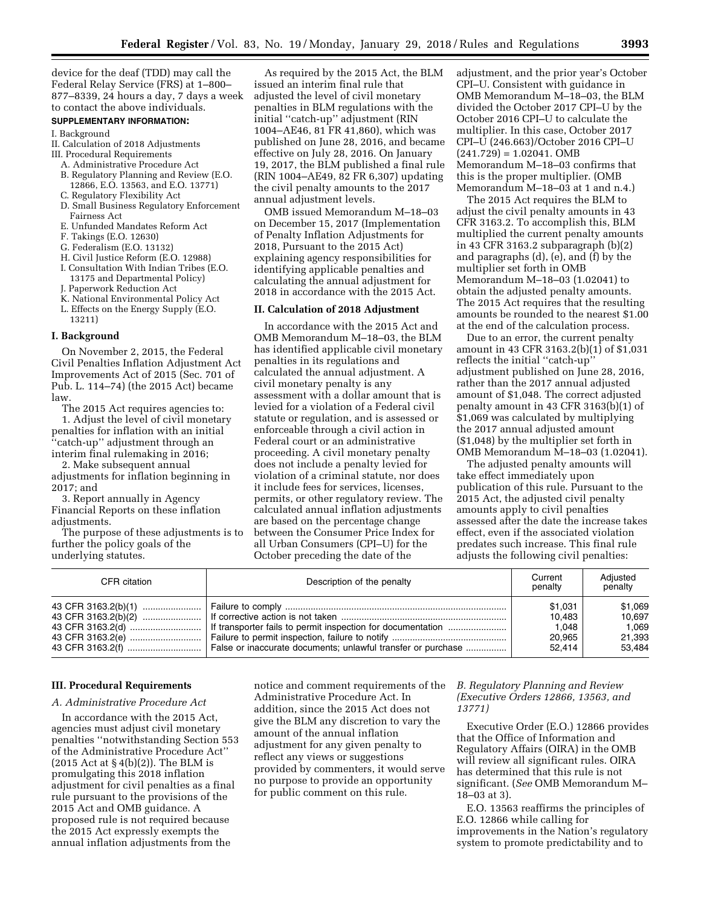device for the deaf (TDD) may call the Federal Relay Service (FRS) at 1–800–877–8339, 24 hours a day, 7 days a week to contact the above individuals.

**SUPPLEMENTARY INFORMATION:**

I. Background
II. Calculation of 2018 Adjustments
III. Procedural Requirements
  A. Administrative Procedure Act
  B. Regulatory Planning and Review (E.O. 12866, E.O. 13563, and E.O. 13771)
  C. Regulatory Flexibility Act
  D. Small Business Regulatory Enforcement Fairness Act
  E. Unfunded Mandates Reform Act
  F. Takings (E.O. 12630)
  G. Federalism (E.O. 13132)
  H. Civil Justice Reform (E.O. 12988)
  I. Consultation With Indian Tribes (E.O. 13175 and Departmental Policy)
  J. Paperwork Reduction Act
  K. National Environmental Policy Act
  L. Effects on the Energy Supply (E.O. 13211)

## I. Background

On November 2, 2015, the Federal Civil Penalties Inflation Adjustment Act Improvements Act of 2015 (Sec. 701 of Pub. L. 114–74) (the 2015 Act) became law.

The 2015 Act requires agencies to:

1. Adjust the level of civil monetary penalties for inflation with an initial ''catch-up'' adjustment through an interim final rulemaking in 2016;
2. Make subsequent annual adjustments for inflation beginning in 2017; and
3. Report annually in Agency Financial Reports on these inflation adjustments.

The purpose of these adjustments is to further the policy goals of the underlying statutes.

As required by the 2015 Act, the BLM issued an interim final rule that adjusted the level of civil monetary penalties in BLM regulations with the initial ''catch-up'' adjustment (RIN 1004–AE46, 81 FR 41,860), which was published on June 28, 2016, and became effective on July 28, 2016. On January 19, 2017, the BLM published a final rule (RIN 1004–AE49, 82 FR 6,307) updating the civil penalty amounts to the 2017 annual adjustment levels.

OMB issued Memorandum M–18–03 on December 15, 2017 (Implementation of Penalty Inflation Adjustments for 2018, Pursuant to the 2015 Act) explaining agency responsibilities for identifying applicable penalties and calculating the annual adjustment for 2018 in accordance with the 2015 Act.

## II. Calculation of 2018 Adjustment

In accordance with the 2015 Act and OMB Memorandum M–18–03, the BLM has identified applicable civil monetary penalties in its regulations and calculated the annual adjustment. A civil monetary penalty is any assessment with a dollar amount that is levied for a violation of a Federal civil statute or regulation, and is assessed or enforceable through a civil action in Federal court or an administrative proceeding. A civil monetary penalty does not include a penalty levied for violation of a criminal statute, nor does it include fees for services, licenses, permits, or other regulatory review. The calculated annual inflation adjustments are based on the percentage change between the Consumer Price Index for all Urban Consumers (CPI–U) for the October preceding the date of the adjustment, and the prior year's October CPI–U. Consistent with guidance in OMB Memorandum M–18–03, the BLM divided the October 2017 CPI–U by the October 2016 CPI–U to calculate the multiplier. In this case, October 2017 CPI–U (246.663)/October 2016 CPI–U (241.729) = 1.02041. OMB Memorandum M–18–03 confirms that this is the proper multiplier. (OMB Memorandum M–18–03 at 1 and n.4.)

The 2015 Act requires the BLM to adjust the civil penalty amounts in 43 CFR 3163.2. To accomplish this, BLM multiplied the current penalty amounts in 43 CFR 3163.2 subparagraph (b)(2) and paragraphs (d), (e), and (f) by the multiplier set forth in OMB Memorandum M–18–03 (1.02041) to obtain the adjusted penalty amounts. The 2015 Act requires that the resulting amounts be rounded to the nearest $1.00 at the end of the calculation process.

Due to an error, the current penalty amount in 43 CFR 3163.2(b)(1) of $1,031 reflects the initial ''catch-up'' adjustment published on June 28, 2016, rather than the 2017 annual adjusted amount of $1,048. The correct adjusted penalty amount in 43 CFR 3163(b)(1) of $1,069 was calculated by multiplying the 2017 annual adjusted amount ($1,048) by the multiplier set forth in OMB Memorandum M–18–03 (1.02041).

The adjusted penalty amounts will take effect immediately upon publication of this rule. Pursuant to the 2015 Act, the adjusted civil penalty amounts apply to civil penalties assessed after the date the increase takes effect, even if the associated violation predates such increase. This final rule adjusts the following civil penalties:

| CFR citation | Description of the penalty | Current penalty | Adjusted penalty |
|---|---|---|---|
| 43 CFR 3163.2(b)(1) | Failure to comply | $1,031 | $1,069 |
| 43 CFR 3163.2(b)(2) | If corrective action is not taken | 10,483 | 10,697 |
| 43 CFR 3163.2(d) | If transporter fails to permit inspection for documentation | 1,048 | 1,069 |
| 43 CFR 3163.2(e) | Failure to permit inspection, failure to notify | 20,965 | 21,393 |
| 43 CFR 3163.2(f) | False or inaccurate documents; unlawful transfer or purchase | 52,414 | 53,484 |

## III. Procedural Requirements

### *A. Administrative Procedure Act*

In accordance with the 2015 Act, agencies must adjust civil monetary penalties ''notwithstanding Section 553 of the Administrative Procedure Act'' (2015 Act at § 4(b)(2)). The BLM is promulgating this 2018 inflation adjustment for civil penalties as a final rule pursuant to the provisions of the 2015 Act and OMB guidance. A proposed rule is not required because the 2015 Act expressly exempts the annual inflation adjustments from the notice and comment requirements of the Administrative Procedure Act. In addition, since the 2015 Act does not give the BLM any discretion to vary the amount of the annual inflation adjustment for any given penalty to reflect any views or suggestions provided by commenters, it would serve no purpose to provide an opportunity for public comment on this rule.

### *B. Regulatory Planning and Review (Executive Orders 12866, 13563, and 13771)*

Executive Order (E.O.) 12866 provides that the Office of Information and Regulatory Affairs (OIRA) in the OMB will review all significant rules. OIRA has determined that this rule is not significant. (*See* OMB Memorandum M–18–03 at 3).

E.O. 13563 reaffirms the principles of E.O. 12866 while calling for improvements in the Nation's regulatory system to promote predictability and to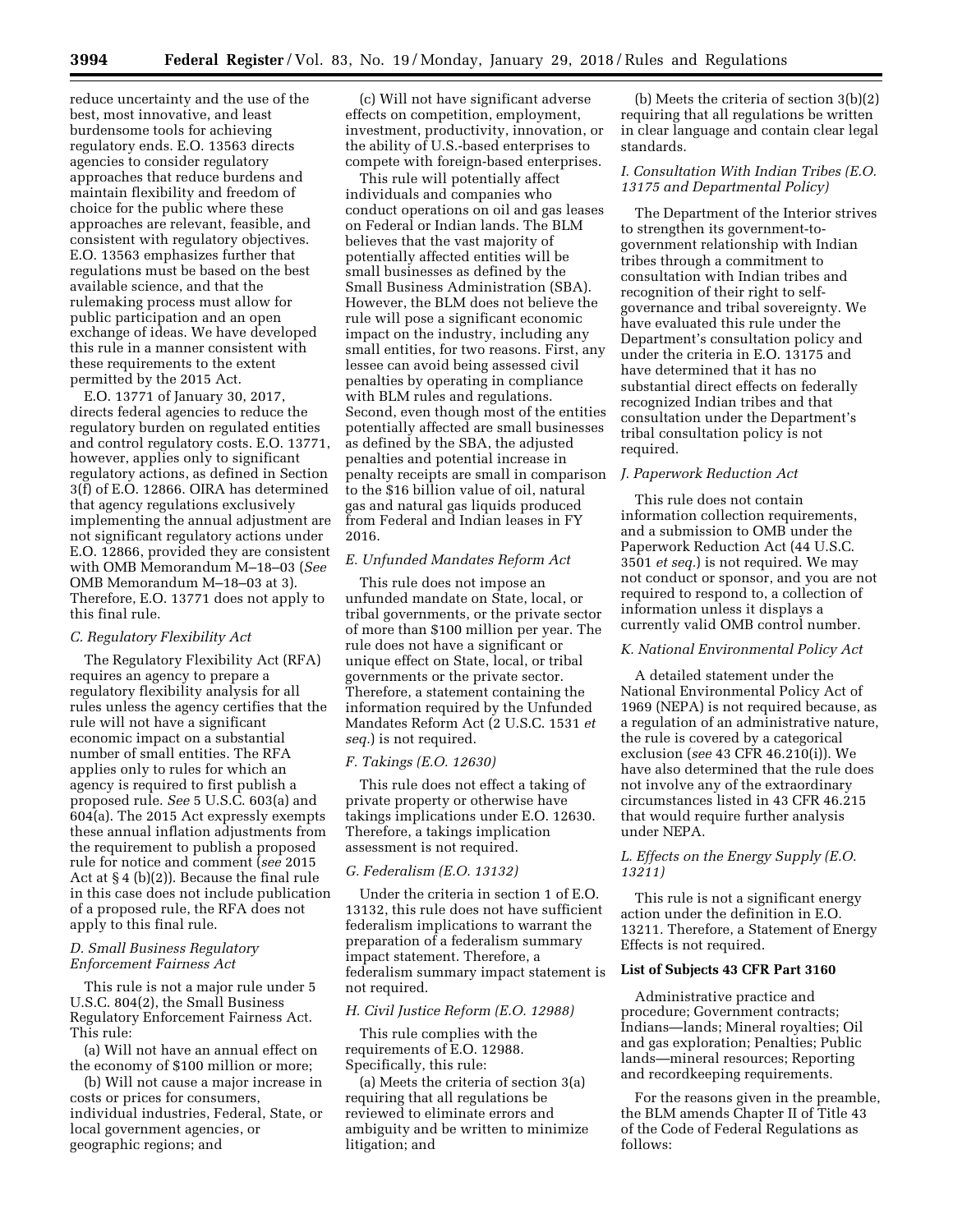reduce uncertainty and the use of the best, most innovative, and least burdensome tools for achieving regulatory ends. E.O. 13563 directs agencies to consider regulatory approaches that reduce burdens and maintain flexibility and freedom of choice for the public where these approaches are relevant, feasible, and consistent with regulatory objectives. E.O. 13563 emphasizes further that regulations must be based on the best available science, and that the rulemaking process must allow for public participation and an open exchange of ideas. We have developed this rule in a manner consistent with these requirements to the extent permitted by the 2015 Act.

E.O. 13771 of January 30, 2017, directs federal agencies to reduce the regulatory burden on regulated entities and control regulatory costs. E.O. 13771, however, applies only to significant regulatory actions, as defined in Section 3(f) of E.O. 12866. OIRA has determined that agency regulations exclusively implementing the annual adjustment are not significant regulatory actions under E.O. 12866, provided they are consistent with OMB Memorandum M–18–03 (*See* OMB Memorandum M–18–03 at 3). Therefore, E.O. 13771 does not apply to this final rule.

### *C. Regulatory Flexibility Act*

The Regulatory Flexibility Act (RFA) requires an agency to prepare a regulatory flexibility analysis for all rules unless the agency certifies that the rule will not have a significant economic impact on a substantial number of small entities. The RFA applies only to rules for which an agency is required to first publish a proposed rule. *See* 5 U.S.C. 603(a) and 604(a). The 2015 Act expressly exempts these annual inflation adjustments from the requirement to publish a proposed rule for notice and comment (*see* 2015 Act at § 4 (b)(2)). Because the final rule in this case does not include publication of a proposed rule, the RFA does not apply to this final rule.

### *D. Small Business Regulatory Enforcement Fairness Act*

This rule is not a major rule under 5 U.S.C. 804(2), the Small Business Regulatory Enforcement Fairness Act. This rule:

(a) Will not have an annual effect on the economy of $100 million or more;

(b) Will not cause a major increase in costs or prices for consumers, individual industries, Federal, State, or local government agencies, or geographic regions; and

(c) Will not have significant adverse effects on competition, employment, investment, productivity, innovation, or the ability of U.S.-based enterprises to compete with foreign-based enterprises.

This rule will potentially affect individuals and companies who conduct operations on oil and gas leases on Federal or Indian lands. The BLM believes that the vast majority of potentially affected entities will be small businesses as defined by the Small Business Administration (SBA). However, the BLM does not believe the rule will pose a significant economic impact on the industry, including any small entities, for two reasons. First, any lessee can avoid being assessed civil penalties by operating in compliance with BLM rules and regulations. Second, even though most of the entities potentially affected are small businesses as defined by the SBA, the adjusted penalties and potential increase in penalty receipts are small in comparison to the $16 billion value of oil, natural gas and natural gas liquids produced from Federal and Indian leases in FY 2016.

### *E. Unfunded Mandates Reform Act*

This rule does not impose an unfunded mandate on State, local, or tribal governments, or the private sector of more than $100 million per year. The rule does not have a significant or unique effect on State, local, or tribal governments or the private sector. Therefore, a statement containing the information required by the Unfunded Mandates Reform Act (2 U.S.C. 1531 *et seq.*) is not required.

### *F. Takings (E.O. 12630)*

This rule does not effect a taking of private property or otherwise have takings implications under E.O. 12630. Therefore, a takings implication assessment is not required.

### *G. Federalism (E.O. 13132)*

Under the criteria in section 1 of E.O. 13132, this rule does not have sufficient federalism implications to warrant the preparation of a federalism summary impact statement. Therefore, a federalism summary impact statement is not required.

### *H. Civil Justice Reform (E.O. 12988)*

This rule complies with the requirements of E.O. 12988. Specifically, this rule:

(a) Meets the criteria of section 3(a) requiring that all regulations be reviewed to eliminate errors and ambiguity and be written to minimize litigation; and

(b) Meets the criteria of section 3(b)(2) requiring that all regulations be written in clear language and contain clear legal standards.

### *I. Consultation With Indian Tribes (E.O. 13175 and Departmental Policy)*

The Department of the Interior strives to strengthen its government-to-government relationship with Indian tribes through a commitment to consultation with Indian tribes and recognition of their right to self-governance and tribal sovereignty. We have evaluated this rule under the Department's consultation policy and under the criteria in E.O. 13175 and have determined that it has no substantial direct effects on federally recognized Indian tribes and that consultation under the Department's tribal consultation policy is not required.

### *J. Paperwork Reduction Act*

This rule does not contain information collection requirements, and a submission to OMB under the Paperwork Reduction Act (44 U.S.C. 3501 *et seq.*) is not required. We may not conduct or sponsor, and you are not required to respond to, a collection of information unless it displays a currently valid OMB control number.

### *K. National Environmental Policy Act*

A detailed statement under the National Environmental Policy Act of 1969 (NEPA) is not required because, as a regulation of an administrative nature, the rule is covered by a categorical exclusion (*see* 43 CFR 46.210(i)). We have also determined that the rule does not involve any of the extraordinary circumstances listed in 43 CFR 46.215 that would require further analysis under NEPA.

### *L. Effects on the Energy Supply (E.O. 13211)*

This rule is not a significant energy action under the definition in E.O. 13211. Therefore, a Statement of Energy Effects is not required.

**List of Subjects 43 CFR Part 3160**

Administrative practice and procedure; Government contracts; Indians—lands; Mineral royalties; Oil and gas exploration; Penalties; Public lands—mineral resources; Reporting and recordkeeping requirements.

For the reasons given in the preamble, the BLM amends Chapter II of Title 43 of the Code of Federal Regulations as follows: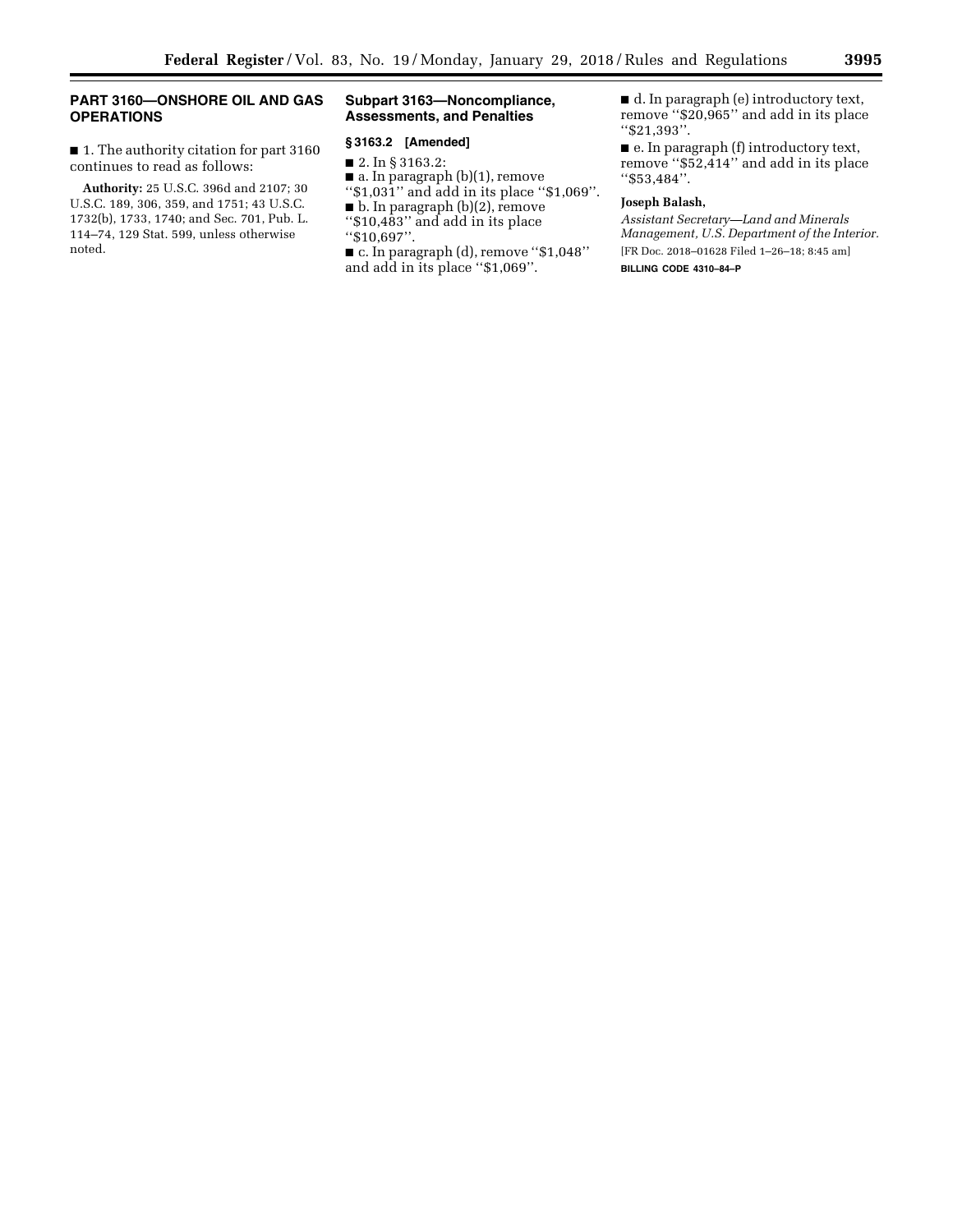## PART 3160—ONSHORE OIL AND GAS OPERATIONS

■ 1. The authority citation for part 3160 continues to read as follows:

**Authority:** 25 U.S.C. 396d and 2107; 30 U.S.C. 189, 306, 359, and 1751; 43 U.S.C. 1732(b), 1733, 1740; and Sec. 701, Pub. L. 114–74, 129 Stat. 599, unless otherwise noted.

### Subpart 3163—Noncompliance, Assessments, and Penalties

#### § 3163.2 [Amended]

■ 2. In § 3163.2:

■ a. In paragraph (b)(1), remove "$1,031" and add in its place "$1,069".

■ b. In paragraph (b)(2), remove "$10,483" and add in its place "$10,697".

■ c. In paragraph (d), remove "$1,048" and add in its place "$1,069".

■ d. In paragraph (e) introductory text, remove "$20,965" and add in its place "$21,393".

■ e. In paragraph (f) introductory text, remove "$52,414" and add in its place "$53,484".

**Joseph Balash,**

*Assistant Secretary—Land and Minerals Management, U.S. Department of the Interior.*

[FR Doc. 2018–01628 Filed 1–26–18; 8:45 am]

**BILLING CODE 4310–84–P**